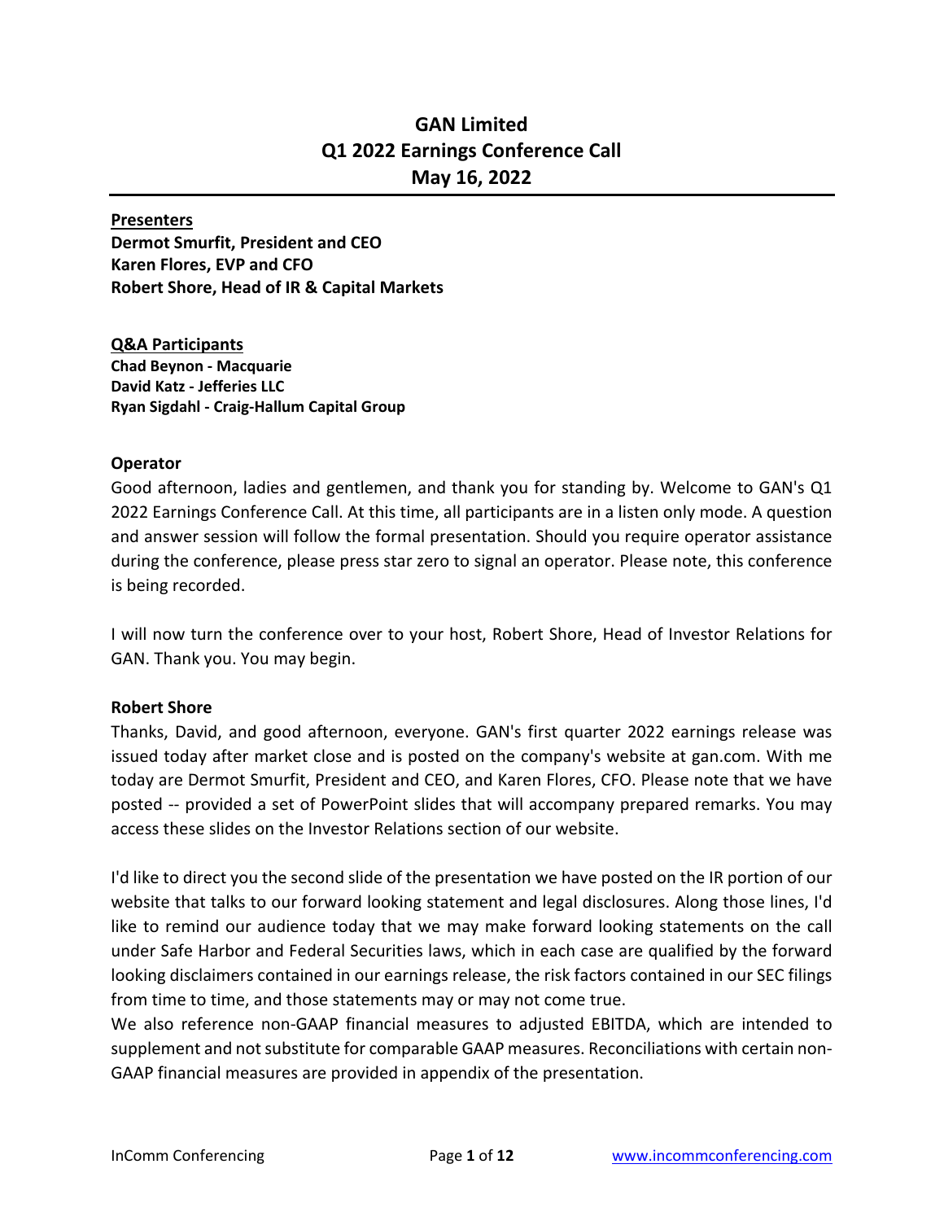# GAN Limited
# Q1 2022 Earnings Conference Call
# May 16, 2022

**Presenters**

**Dermot Smurfit, President and CEO**
**Karen Flores, EVP and CFO**
**Robert Shore, Head of IR & Capital Markets**

**Q&A Participants**

**Chad Beynon - Macquarie**
**David Katz - Jefferies LLC**
**Ryan Sigdahl - Craig-Hallum Capital Group**

**Operator**

Good afternoon, ladies and gentlemen, and thank you for standing by. Welcome to GAN's Q1 2022 Earnings Conference Call. At this time, all participants are in a listen only mode. A question and answer session will follow the formal presentation. Should you require operator assistance during the conference, please press star zero to signal an operator. Please note, this conference is being recorded.

I will now turn the conference over to your host, Robert Shore, Head of Investor Relations for GAN. Thank you. You may begin.

**Robert Shore**

Thanks, David, and good afternoon, everyone. GAN's first quarter 2022 earnings release was issued today after market close and is posted on the company's website at gan.com. With me today are Dermot Smurfit, President and CEO, and Karen Flores, CFO. Please note that we have posted -- provided a set of PowerPoint slides that will accompany prepared remarks. You may access these slides on the Investor Relations section of our website.

I'd like to direct you the second slide of the presentation we have posted on the IR portion of our website that talks to our forward looking statement and legal disclosures. Along those lines, I'd like to remind our audience today that we may make forward looking statements on the call under Safe Harbor and Federal Securities laws, which in each case are qualified by the forward looking disclaimers contained in our earnings release, the risk factors contained in our SEC filings from time to time, and those statements may or may not come true.

We also reference non-GAAP financial measures to adjusted EBITDA, which are intended to supplement and not substitute for comparable GAAP measures. Reconciliations with certain non-GAAP financial measures are provided in appendix of the presentation.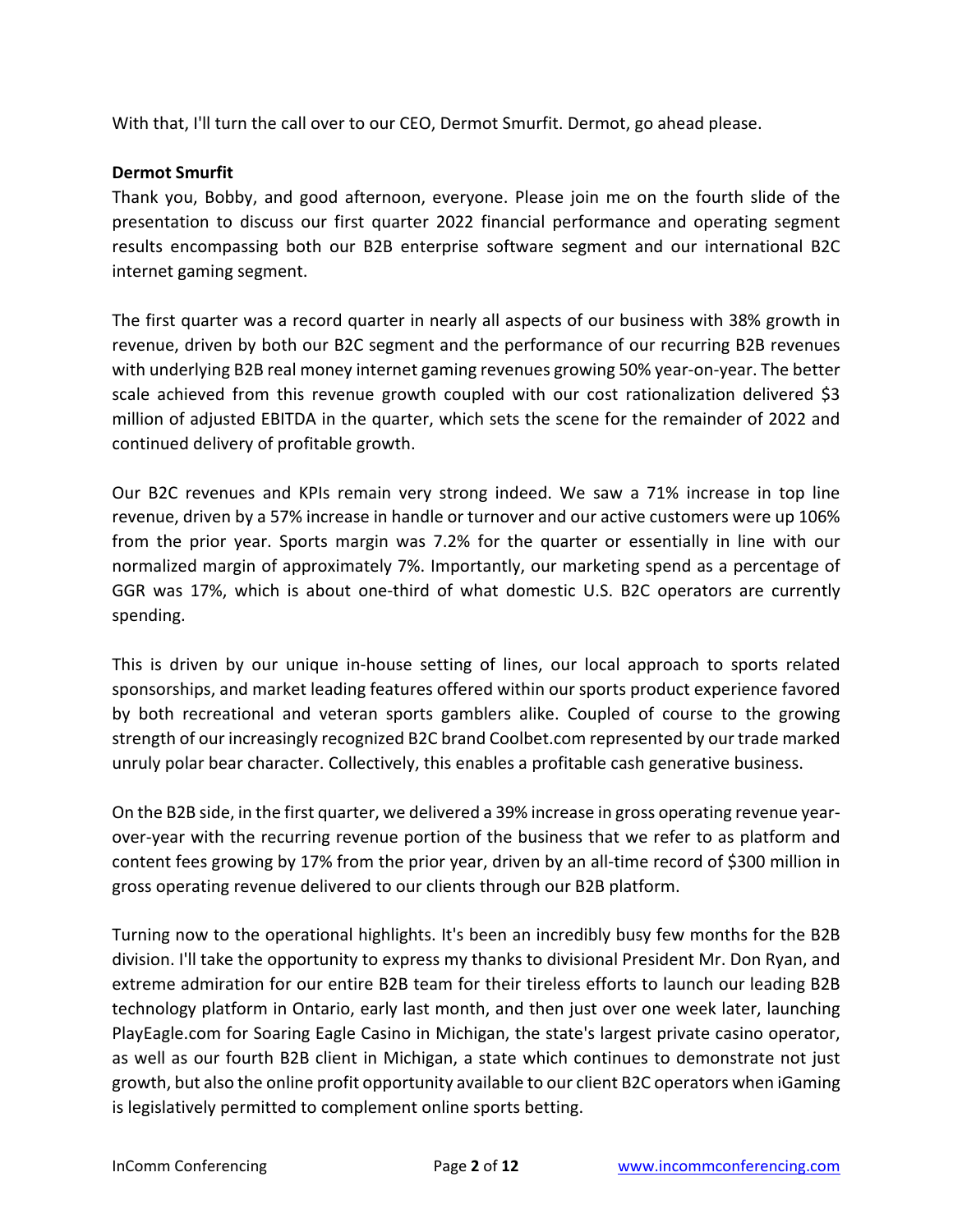With that, I'll turn the call over to our CEO, Dermot Smurfit. Dermot, go ahead please.

**Dermot Smurfit**

Thank you, Bobby, and good afternoon, everyone. Please join me on the fourth slide of the presentation to discuss our first quarter 2022 financial performance and operating segment results encompassing both our B2B enterprise software segment and our international B2C internet gaming segment.

The first quarter was a record quarter in nearly all aspects of our business with 38% growth in revenue, driven by both our B2C segment and the performance of our recurring B2B revenues with underlying B2B real money internet gaming revenues growing 50% year-on-year. The better scale achieved from this revenue growth coupled with our cost rationalization delivered $3 million of adjusted EBITDA in the quarter, which sets the scene for the remainder of 2022 and continued delivery of profitable growth.

Our B2C revenues and KPIs remain very strong indeed. We saw a 71% increase in top line revenue, driven by a 57% increase in handle or turnover and our active customers were up 106% from the prior year. Sports margin was 7.2% for the quarter or essentially in line with our normalized margin of approximately 7%. Importantly, our marketing spend as a percentage of GGR was 17%, which is about one-third of what domestic U.S. B2C operators are currently spending.

This is driven by our unique in-house setting of lines, our local approach to sports related sponsorships, and market leading features offered within our sports product experience favored by both recreational and veteran sports gamblers alike. Coupled of course to the growing strength of our increasingly recognized B2C brand Coolbet.com represented by our trade marked unruly polar bear character. Collectively, this enables a profitable cash generative business.

On the B2B side, in the first quarter, we delivered a 39% increase in gross operating revenue year-over-year with the recurring revenue portion of the business that we refer to as platform and content fees growing by 17% from the prior year, driven by an all-time record of $300 million in gross operating revenue delivered to our clients through our B2B platform.

Turning now to the operational highlights. It's been an incredibly busy few months for the B2B division. I'll take the opportunity to express my thanks to divisional President Mr. Don Ryan, and extreme admiration for our entire B2B team for their tireless efforts to launch our leading B2B technology platform in Ontario, early last month, and then just over one week later, launching PlayEagle.com for Soaring Eagle Casino in Michigan, the state's largest private casino operator, as well as our fourth B2B client in Michigan, a state which continues to demonstrate not just growth, but also the online profit opportunity available to our client B2C operators when iGaming is legislatively permitted to complement online sports betting.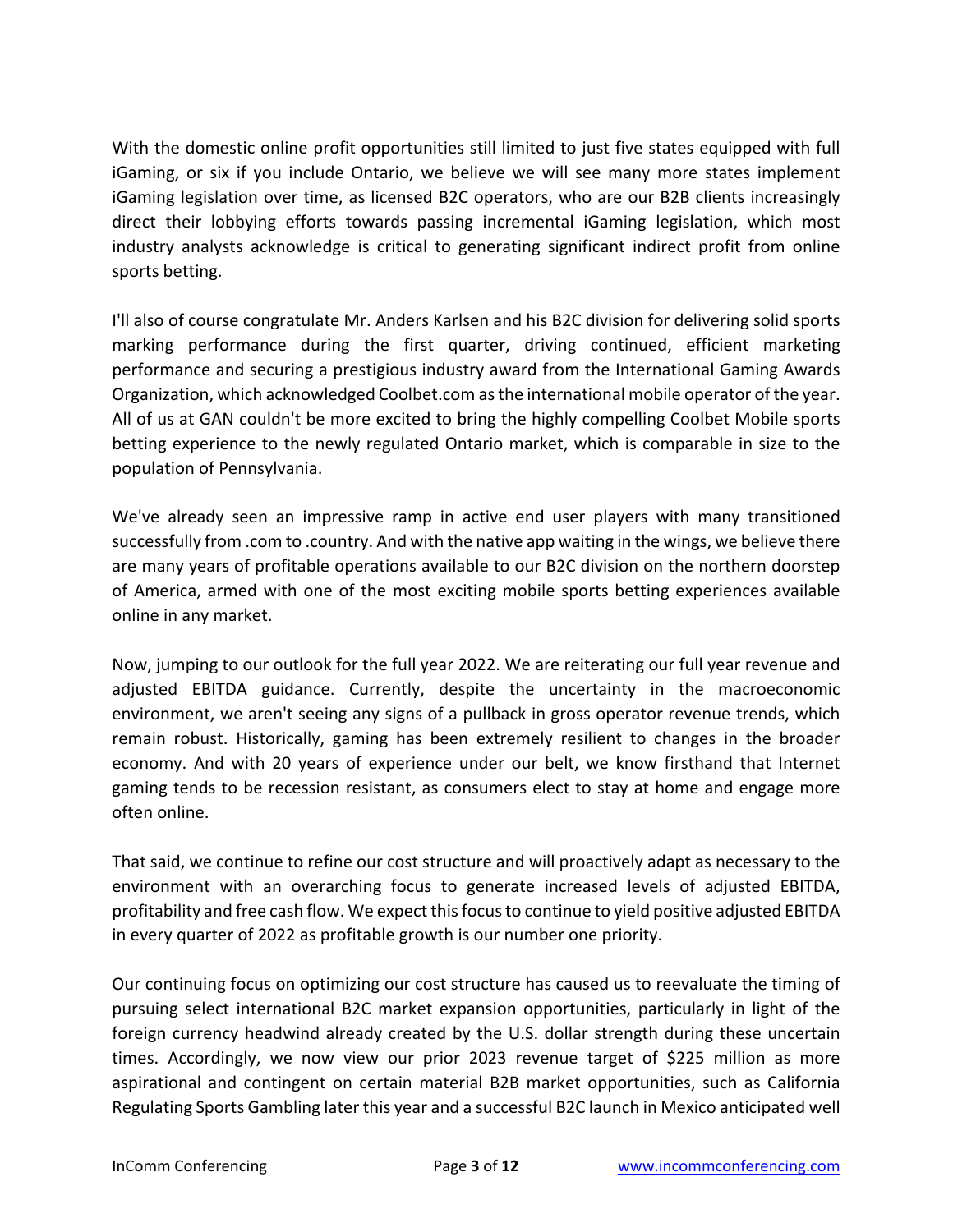With the domestic online profit opportunities still limited to just five states equipped with full iGaming, or six if you include Ontario, we believe we will see many more states implement iGaming legislation over time, as licensed B2C operators, who are our B2B clients increasingly direct their lobbying efforts towards passing incremental iGaming legislation, which most industry analysts acknowledge is critical to generating significant indirect profit from online sports betting.

I'll also of course congratulate Mr. Anders Karlsen and his B2C division for delivering solid sports marking performance during the first quarter, driving continued, efficient marketing performance and securing a prestigious industry award from the International Gaming Awards Organization, which acknowledged Coolbet.com as the international mobile operator of the year. All of us at GAN couldn't be more excited to bring the highly compelling Coolbet Mobile sports betting experience to the newly regulated Ontario market, which is comparable in size to the population of Pennsylvania.

We've already seen an impressive ramp in active end user players with many transitioned successfully from .com to .country. And with the native app waiting in the wings, we believe there are many years of profitable operations available to our B2C division on the northern doorstep of America, armed with one of the most exciting mobile sports betting experiences available online in any market.

Now, jumping to our outlook for the full year 2022. We are reiterating our full year revenue and adjusted EBITDA guidance. Currently, despite the uncertainty in the macroeconomic environment, we aren't seeing any signs of a pullback in gross operator revenue trends, which remain robust. Historically, gaming has been extremely resilient to changes in the broader economy. And with 20 years of experience under our belt, we know firsthand that Internet gaming tends to be recession resistant, as consumers elect to stay at home and engage more often online.

That said, we continue to refine our cost structure and will proactively adapt as necessary to the environment with an overarching focus to generate increased levels of adjusted EBITDA, profitability and free cash flow. We expect this focus to continue to yield positive adjusted EBITDA in every quarter of 2022 as profitable growth is our number one priority.

Our continuing focus on optimizing our cost structure has caused us to reevaluate the timing of pursuing select international B2C market expansion opportunities, particularly in light of the foreign currency headwind already created by the U.S. dollar strength during these uncertain times. Accordingly, we now view our prior 2023 revenue target of $225 million as more aspirational and contingent on certain material B2B market opportunities, such as California Regulating Sports Gambling later this year and a successful B2C launch in Mexico anticipated well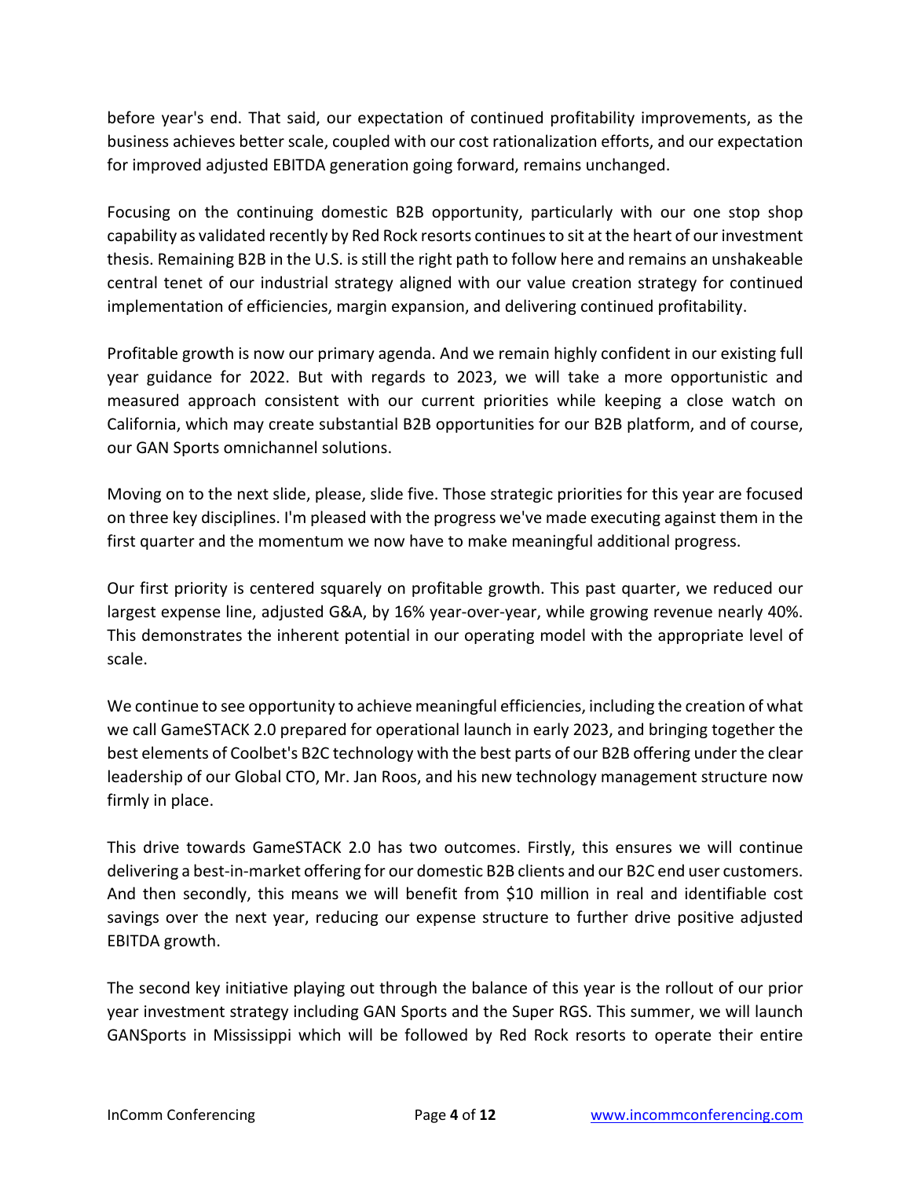before year's end. That said, our expectation of continued profitability improvements, as the business achieves better scale, coupled with our cost rationalization efforts, and our expectation for improved adjusted EBITDA generation going forward, remains unchanged.

Focusing on the continuing domestic B2B opportunity, particularly with our one stop shop capability as validated recently by Red Rock resorts continues to sit at the heart of our investment thesis. Remaining B2B in the U.S. is still the right path to follow here and remains an unshakeable central tenet of our industrial strategy aligned with our value creation strategy for continued implementation of efficiencies, margin expansion, and delivering continued profitability.

Profitable growth is now our primary agenda. And we remain highly confident in our existing full year guidance for 2022. But with regards to 2023, we will take a more opportunistic and measured approach consistent with our current priorities while keeping a close watch on California, which may create substantial B2B opportunities for our B2B platform, and of course, our GAN Sports omnichannel solutions.

Moving on to the next slide, please, slide five. Those strategic priorities for this year are focused on three key disciplines. I'm pleased with the progress we've made executing against them in the first quarter and the momentum we now have to make meaningful additional progress.

Our first priority is centered squarely on profitable growth. This past quarter, we reduced our largest expense line, adjusted G&A, by 16% year-over-year, while growing revenue nearly 40%. This demonstrates the inherent potential in our operating model with the appropriate level of scale.

We continue to see opportunity to achieve meaningful efficiencies, including the creation of what we call GameSTACK 2.0 prepared for operational launch in early 2023, and bringing together the best elements of Coolbet's B2C technology with the best parts of our B2B offering under the clear leadership of our Global CTO, Mr. Jan Roos, and his new technology management structure now firmly in place.

This drive towards GameSTACK 2.0 has two outcomes. Firstly, this ensures we will continue delivering a best-in-market offering for our domestic B2B clients and our B2C end user customers. And then secondly, this means we will benefit from $10 million in real and identifiable cost savings over the next year, reducing our expense structure to further drive positive adjusted EBITDA growth.

The second key initiative playing out through the balance of this year is the rollout of our prior year investment strategy including GAN Sports and the Super RGS. This summer, we will launch GANSports in Mississippi which will be followed by Red Rock resorts to operate their entire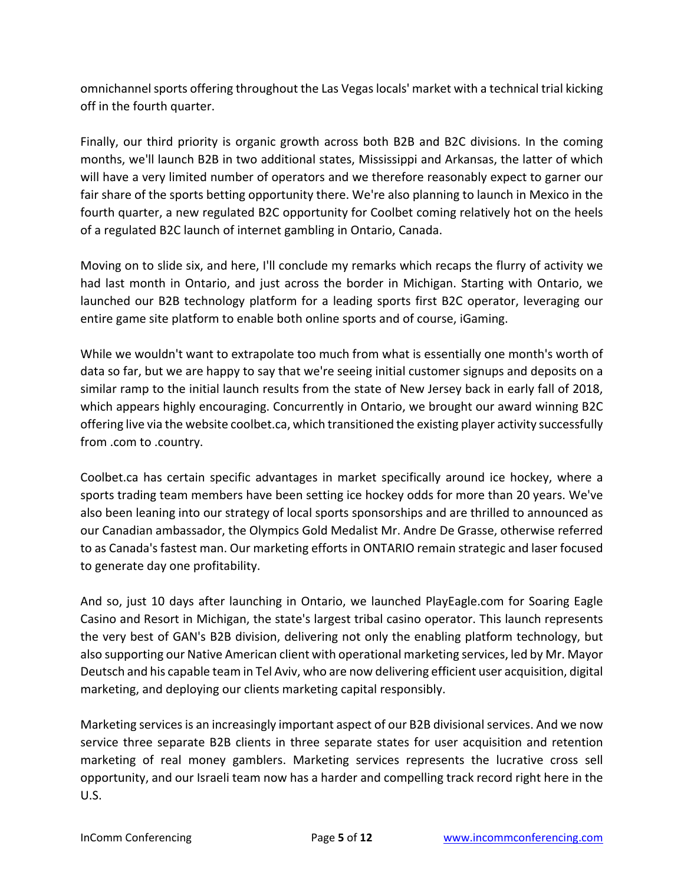omnichannel sports offering throughout the Las Vegas locals' market with a technical trial kicking off in the fourth quarter.

Finally, our third priority is organic growth across both B2B and B2C divisions. In the coming months, we'll launch B2B in two additional states, Mississippi and Arkansas, the latter of which will have a very limited number of operators and we therefore reasonably expect to garner our fair share of the sports betting opportunity there. We're also planning to launch in Mexico in the fourth quarter, a new regulated B2C opportunity for Coolbet coming relatively hot on the heels of a regulated B2C launch of internet gambling in Ontario, Canada.

Moving on to slide six, and here, I'll conclude my remarks which recaps the flurry of activity we had last month in Ontario, and just across the border in Michigan. Starting with Ontario, we launched our B2B technology platform for a leading sports first B2C operator, leveraging our entire game site platform to enable both online sports and of course, iGaming.

While we wouldn't want to extrapolate too much from what is essentially one month's worth of data so far, but we are happy to say that we're seeing initial customer signups and deposits on a similar ramp to the initial launch results from the state of New Jersey back in early fall of 2018, which appears highly encouraging. Concurrently in Ontario, we brought our award winning B2C offering live via the website coolbet.ca, which transitioned the existing player activity successfully from .com to .country.

Coolbet.ca has certain specific advantages in market specifically around ice hockey, where a sports trading team members have been setting ice hockey odds for more than 20 years. We've also been leaning into our strategy of local sports sponsorships and are thrilled to announced as our Canadian ambassador, the Olympics Gold Medalist Mr. Andre De Grasse, otherwise referred to as Canada's fastest man. Our marketing efforts in ONTARIO remain strategic and laser focused to generate day one profitability.

And so, just 10 days after launching in Ontario, we launched PlayEagle.com for Soaring Eagle Casino and Resort in Michigan, the state's largest tribal casino operator. This launch represents the very best of GAN's B2B division, delivering not only the enabling platform technology, but also supporting our Native American client with operational marketing services, led by Mr. Mayor Deutsch and his capable team in Tel Aviv, who are now delivering efficient user acquisition, digital marketing, and deploying our clients marketing capital responsibly.

Marketing services is an increasingly important aspect of our B2B divisional services. And we now service three separate B2B clients in three separate states for user acquisition and retention marketing of real money gamblers. Marketing services represents the lucrative cross sell opportunity, and our Israeli team now has a harder and compelling track record right here in the U.S.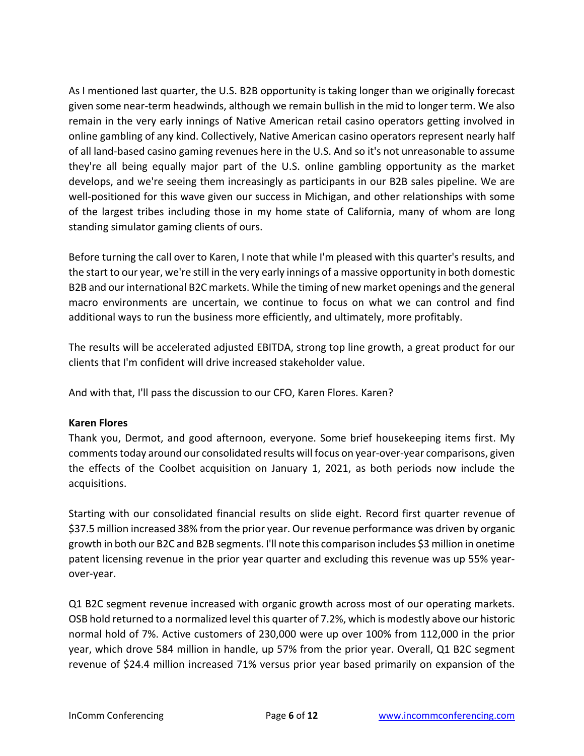As I mentioned last quarter, the U.S. B2B opportunity is taking longer than we originally forecast given some near-term headwinds, although we remain bullish in the mid to longer term. We also remain in the very early innings of Native American retail casino operators getting involved in online gambling of any kind. Collectively, Native American casino operators represent nearly half of all land-based casino gaming revenues here in the U.S. And so it's not unreasonable to assume they're all being equally major part of the U.S. online gambling opportunity as the market develops, and we're seeing them increasingly as participants in our B2B sales pipeline. We are well-positioned for this wave given our success in Michigan, and other relationships with some of the largest tribes including those in my home state of California, many of whom are long standing simulator gaming clients of ours.

Before turning the call over to Karen, I note that while I'm pleased with this quarter's results, and the start to our year, we're still in the very early innings of a massive opportunity in both domestic B2B and our international B2C markets. While the timing of new market openings and the general macro environments are uncertain, we continue to focus on what we can control and find additional ways to run the business more efficiently, and ultimately, more profitably.

The results will be accelerated adjusted EBITDA, strong top line growth, a great product for our clients that I'm confident will drive increased stakeholder value.

And with that, I'll pass the discussion to our CFO, Karen Flores. Karen?

**Karen Flores**
Thank you, Dermot, and good afternoon, everyone. Some brief housekeeping items first. My comments today around our consolidated results will focus on year-over-year comparisons, given the effects of the Coolbet acquisition on January 1, 2021, as both periods now include the acquisitions.

Starting with our consolidated financial results on slide eight. Record first quarter revenue of $37.5 million increased 38% from the prior year. Our revenue performance was driven by organic growth in both our B2C and B2B segments. I'll note this comparison includes $3 million in onetime patent licensing revenue in the prior year quarter and excluding this revenue was up 55% year-over-year.

Q1 B2C segment revenue increased with organic growth across most of our operating markets. OSB hold returned to a normalized level this quarter of 7.2%, which is modestly above our historic normal hold of 7%. Active customers of 230,000 were up over 100% from 112,000 in the prior year, which drove 584 million in handle, up 57% from the prior year. Overall, Q1 B2C segment revenue of $24.4 million increased 71% versus prior year based primarily on expansion of the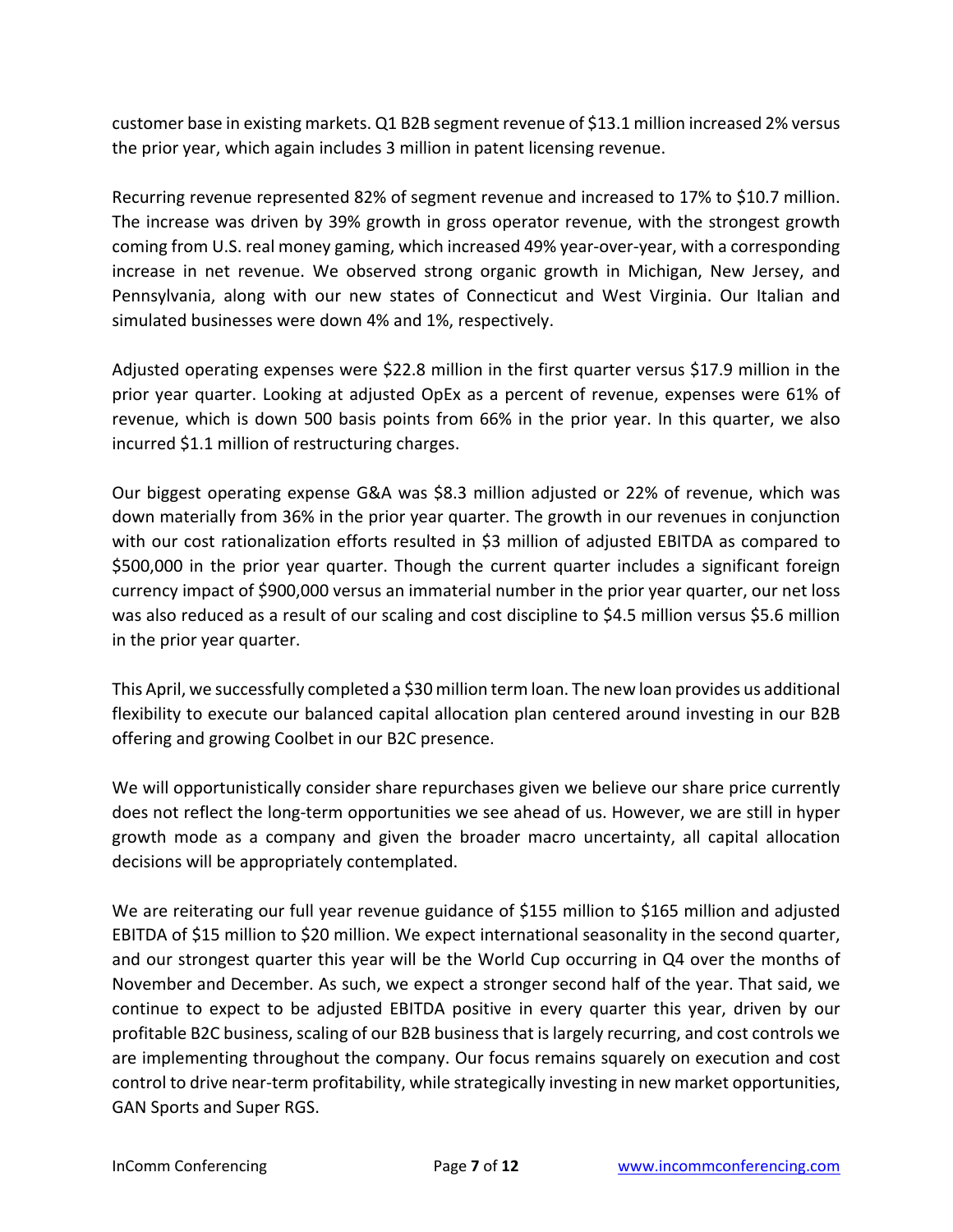customer base in existing markets. Q1 B2B segment revenue of $13.1 million increased 2% versus the prior year, which again includes 3 million in patent licensing revenue.

Recurring revenue represented 82% of segment revenue and increased to 17% to $10.7 million. The increase was driven by 39% growth in gross operator revenue, with the strongest growth coming from U.S. real money gaming, which increased 49% year-over-year, with a corresponding increase in net revenue. We observed strong organic growth in Michigan, New Jersey, and Pennsylvania, along with our new states of Connecticut and West Virginia. Our Italian and simulated businesses were down 4% and 1%, respectively.

Adjusted operating expenses were $22.8 million in the first quarter versus $17.9 million in the prior year quarter. Looking at adjusted OpEx as a percent of revenue, expenses were 61% of revenue, which is down 500 basis points from 66% in the prior year. In this quarter, we also incurred $1.1 million of restructuring charges.

Our biggest operating expense G&A was $8.3 million adjusted or 22% of revenue, which was down materially from 36% in the prior year quarter. The growth in our revenues in conjunction with our cost rationalization efforts resulted in $3 million of adjusted EBITDA as compared to $500,000 in the prior year quarter. Though the current quarter includes a significant foreign currency impact of $900,000 versus an immaterial number in the prior year quarter, our net loss was also reduced as a result of our scaling and cost discipline to $4.5 million versus $5.6 million in the prior year quarter.

This April, we successfully completed a $30 million term loan. The new loan provides us additional flexibility to execute our balanced capital allocation plan centered around investing in our B2B offering and growing Coolbet in our B2C presence.

We will opportunistically consider share repurchases given we believe our share price currently does not reflect the long-term opportunities we see ahead of us. However, we are still in hyper growth mode as a company and given the broader macro uncertainty, all capital allocation decisions will be appropriately contemplated.

We are reiterating our full year revenue guidance of $155 million to $165 million and adjusted EBITDA of $15 million to $20 million. We expect international seasonality in the second quarter, and our strongest quarter this year will be the World Cup occurring in Q4 over the months of November and December. As such, we expect a stronger second half of the year. That said, we continue to expect to be adjusted EBITDA positive in every quarter this year, driven by our profitable B2C business, scaling of our B2B business that is largely recurring, and cost controls we are implementing throughout the company. Our focus remains squarely on execution and cost control to drive near-term profitability, while strategically investing in new market opportunities, GAN Sports and Super RGS.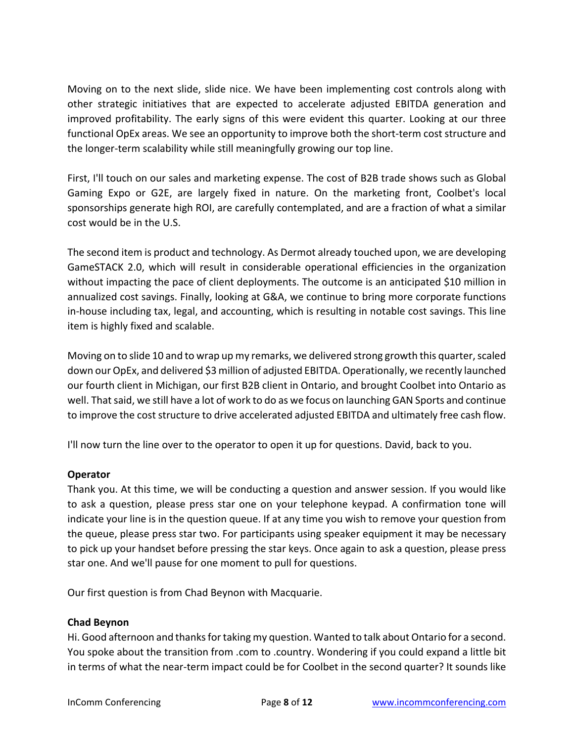Moving on to the next slide, slide nice. We have been implementing cost controls along with other strategic initiatives that are expected to accelerate adjusted EBITDA generation and improved profitability. The early signs of this were evident this quarter. Looking at our three functional OpEx areas. We see an opportunity to improve both the short-term cost structure and the longer-term scalability while still meaningfully growing our top line.

First, I'll touch on our sales and marketing expense. The cost of B2B trade shows such as Global Gaming Expo or G2E, are largely fixed in nature. On the marketing front, Coolbet's local sponsorships generate high ROI, are carefully contemplated, and are a fraction of what a similar cost would be in the U.S.

The second item is product and technology. As Dermot already touched upon, we are developing GameSTACK 2.0, which will result in considerable operational efficiencies in the organization without impacting the pace of client deployments. The outcome is an anticipated $10 million in annualized cost savings. Finally, looking at G&A, we continue to bring more corporate functions in-house including tax, legal, and accounting, which is resulting in notable cost savings. This line item is highly fixed and scalable.

Moving on to slide 10 and to wrap up my remarks, we delivered strong growth this quarter, scaled down our OpEx, and delivered $3 million of adjusted EBITDA. Operationally, we recently launched our fourth client in Michigan, our first B2B client in Ontario, and brought Coolbet into Ontario as well. That said, we still have a lot of work to do as we focus on launching GAN Sports and continue to improve the cost structure to drive accelerated adjusted EBITDA and ultimately free cash flow.

I'll now turn the line over to the operator to open it up for questions. David, back to you.

**Operator**
Thank you. At this time, we will be conducting a question and answer session. If you would like to ask a question, please press star one on your telephone keypad. A confirmation tone will indicate your line is in the question queue. If at any time you wish to remove your question from the queue, please press star two. For participants using speaker equipment it may be necessary to pick up your handset before pressing the star keys. Once again to ask a question, please press star one. And we'll pause for one moment to pull for questions.

Our first question is from Chad Beynon with Macquarie.

**Chad Beynon**
Hi. Good afternoon and thanks for taking my question. Wanted to talk about Ontario for a second. You spoke about the transition from .com to .country. Wondering if you could expand a little bit in terms of what the near-term impact could be for Coolbet in the second quarter? It sounds like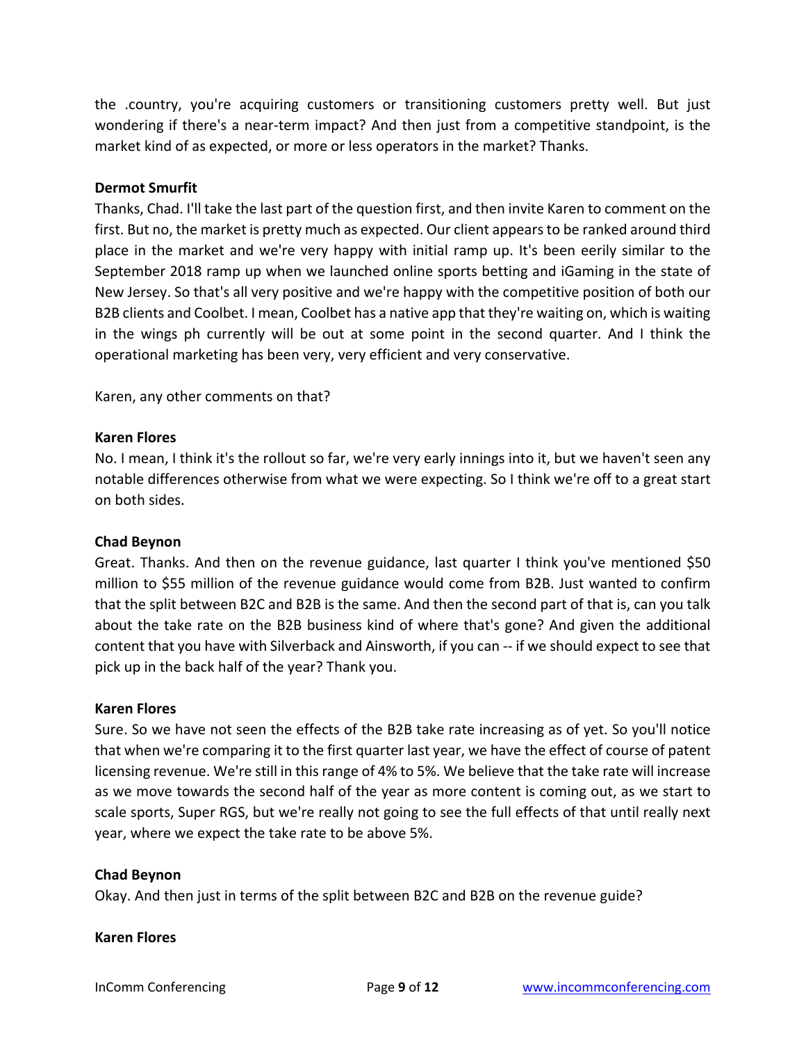the .country, you're acquiring customers or transitioning customers pretty well. But just wondering if there's a near-term impact? And then just from a competitive standpoint, is the market kind of as expected, or more or less operators in the market? Thanks.

**Dermot Smurfit**

Thanks, Chad. I'll take the last part of the question first, and then invite Karen to comment on the first. But no, the market is pretty much as expected. Our client appears to be ranked around third place in the market and we're very happy with initial ramp up. It's been eerily similar to the September 2018 ramp up when we launched online sports betting and iGaming in the state of New Jersey. So that's all very positive and we're happy with the competitive position of both our B2B clients and Coolbet. I mean, Coolbet has a native app that they're waiting on, which is waiting in the wings ph currently will be out at some point in the second quarter. And I think the operational marketing has been very, very efficient and very conservative.

Karen, any other comments on that?

**Karen Flores**

No. I mean, I think it's the rollout so far, we're very early innings into it, but we haven't seen any notable differences otherwise from what we were expecting. So I think we're off to a great start on both sides.

**Chad Beynon**

Great. Thanks. And then on the revenue guidance, last quarter I think you've mentioned $50 million to $55 million of the revenue guidance would come from B2B. Just wanted to confirm that the split between B2C and B2B is the same. And then the second part of that is, can you talk about the take rate on the B2B business kind of where that's gone? And given the additional content that you have with Silverback and Ainsworth, if you can -- if we should expect to see that pick up in the back half of the year? Thank you.

**Karen Flores**

Sure. So we have not seen the effects of the B2B take rate increasing as of yet. So you'll notice that when we're comparing it to the first quarter last year, we have the effect of course of patent licensing revenue. We're still in this range of 4% to 5%. We believe that the take rate will increase as we move towards the second half of the year as more content is coming out, as we start to scale sports, Super RGS, but we're really not going to see the full effects of that until really next year, where we expect the take rate to be above 5%.

**Chad Beynon**

Okay. And then just in terms of the split between B2C and B2B on the revenue guide?

**Karen Flores**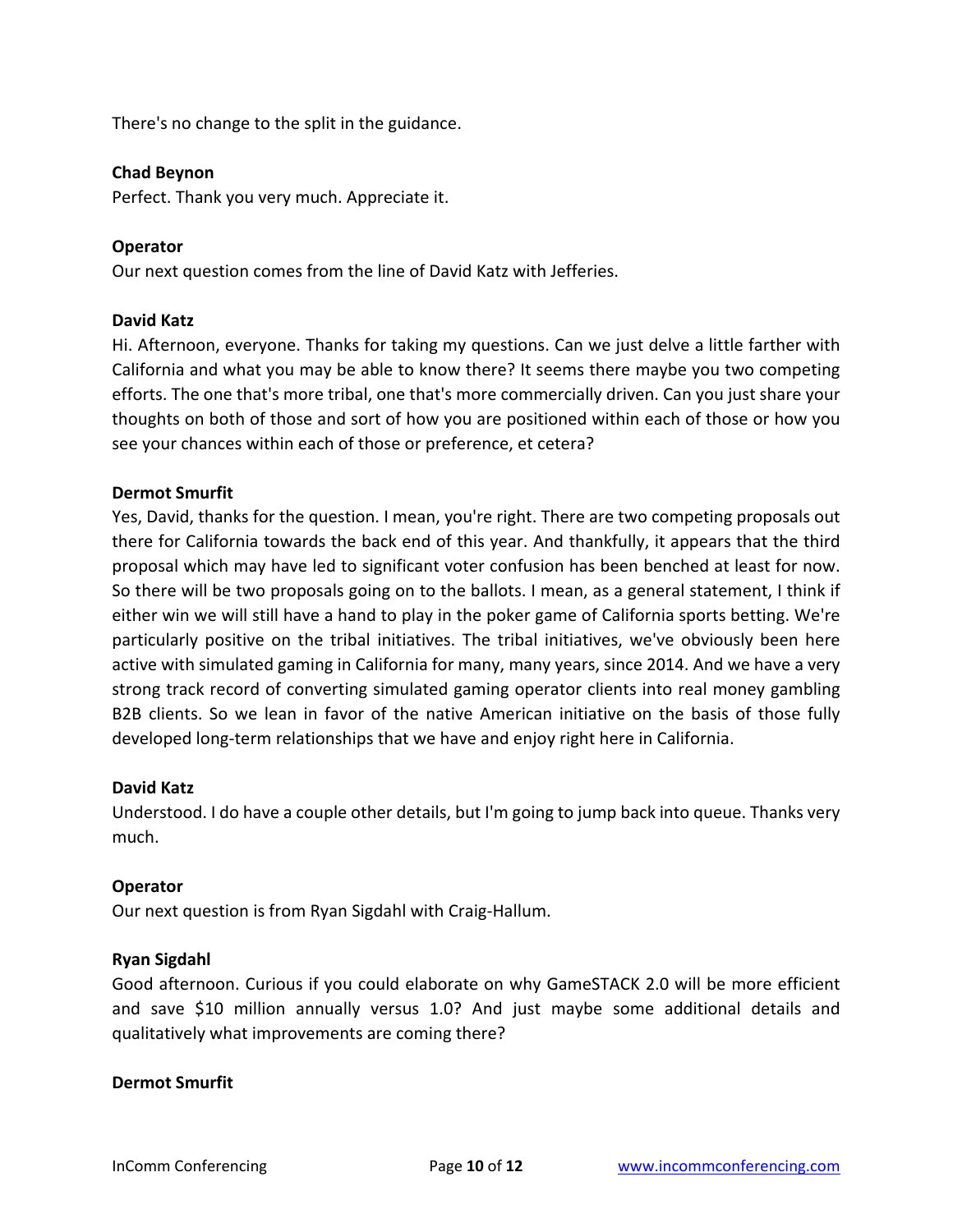There's no change to the split in the guidance.

**Chad Beynon**
Perfect. Thank you very much. Appreciate it.

**Operator**
Our next question comes from the line of David Katz with Jefferies.

**David Katz**
Hi. Afternoon, everyone. Thanks for taking my questions. Can we just delve a little farther with California and what you may be able to know there? It seems there maybe you two competing efforts. The one that's more tribal, one that's more commercially driven. Can you just share your thoughts on both of those and sort of how you are positioned within each of those or how you see your chances within each of those or preference, et cetera?

**Dermot Smurfit**
Yes, David, thanks for the question. I mean, you're right. There are two competing proposals out there for California towards the back end of this year. And thankfully, it appears that the third proposal which may have led to significant voter confusion has been benched at least for now. So there will be two proposals going on to the ballots. I mean, as a general statement, I think if either win we will still have a hand to play in the poker game of California sports betting. We're particularly positive on the tribal initiatives. The tribal initiatives, we've obviously been here active with simulated gaming in California for many, many years, since 2014. And we have a very strong track record of converting simulated gaming operator clients into real money gambling B2B clients. So we lean in favor of the native American initiative on the basis of those fully developed long-term relationships that we have and enjoy right here in California.

**David Katz**
Understood. I do have a couple other details, but I'm going to jump back into queue. Thanks very much.

**Operator**
Our next question is from Ryan Sigdahl with Craig-Hallum.

**Ryan Sigdahl**
Good afternoon. Curious if you could elaborate on why GameSTACK 2.0 will be more efficient and save $10 million annually versus 1.0? And just maybe some additional details and qualitatively what improvements are coming there?

**Dermot Smurfit**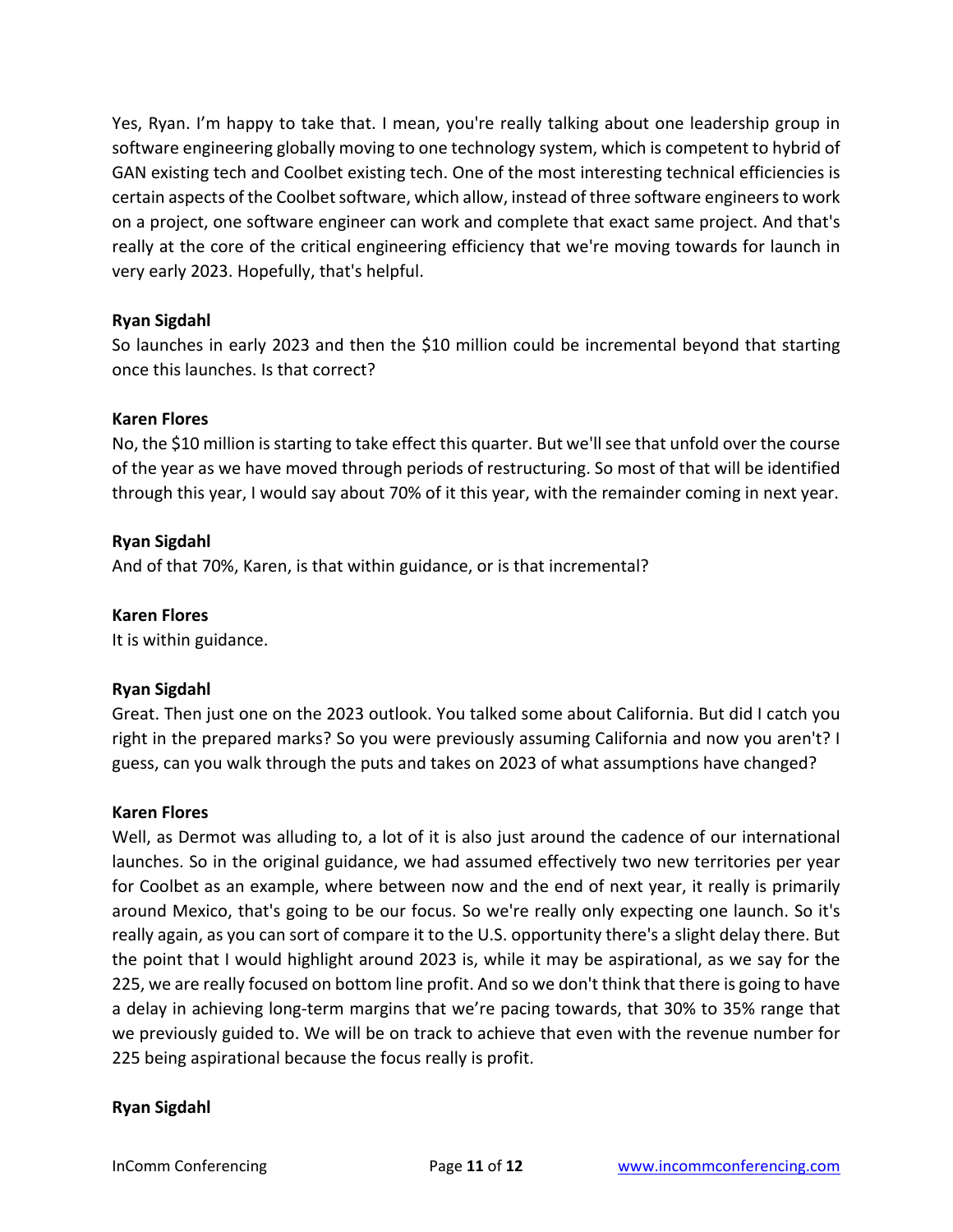Yes, Ryan. I'm happy to take that. I mean, you're really talking about one leadership group in software engineering globally moving to one technology system, which is competent to hybrid of GAN existing tech and Coolbet existing tech. One of the most interesting technical efficiencies is certain aspects of the Coolbet software, which allow, instead of three software engineers to work on a project, one software engineer can work and complete that exact same project. And that's really at the core of the critical engineering efficiency that we're moving towards for launch in very early 2023. Hopefully, that's helpful.

**Ryan Sigdahl**
So launches in early 2023 and then the $10 million could be incremental beyond that starting once this launches. Is that correct?

**Karen Flores**
No, the $10 million is starting to take effect this quarter. But we'll see that unfold over the course of the year as we have moved through periods of restructuring. So most of that will be identified through this year, I would say about 70% of it this year, with the remainder coming in next year.

**Ryan Sigdahl**
And of that 70%, Karen, is that within guidance, or is that incremental?

**Karen Flores**
It is within guidance.

**Ryan Sigdahl**
Great. Then just one on the 2023 outlook. You talked some about California. But did I catch you right in the prepared marks? So you were previously assuming California and now you aren't? I guess, can you walk through the puts and takes on 2023 of what assumptions have changed?

**Karen Flores**
Well, as Dermot was alluding to, a lot of it is also just around the cadence of our international launches. So in the original guidance, we had assumed effectively two new territories per year for Coolbet as an example, where between now and the end of next year, it really is primarily around Mexico, that's going to be our focus. So we're really only expecting one launch. So it's really again, as you can sort of compare it to the U.S. opportunity there's a slight delay there. But the point that I would highlight around 2023 is, while it may be aspirational, as we say for the 225, we are really focused on bottom line profit. And so we don't think that there is going to have a delay in achieving long-term margins that we're pacing towards, that 30% to 35% range that we previously guided to. We will be on track to achieve that even with the revenue number for 225 being aspirational because the focus really is profit.

**Ryan Sigdahl**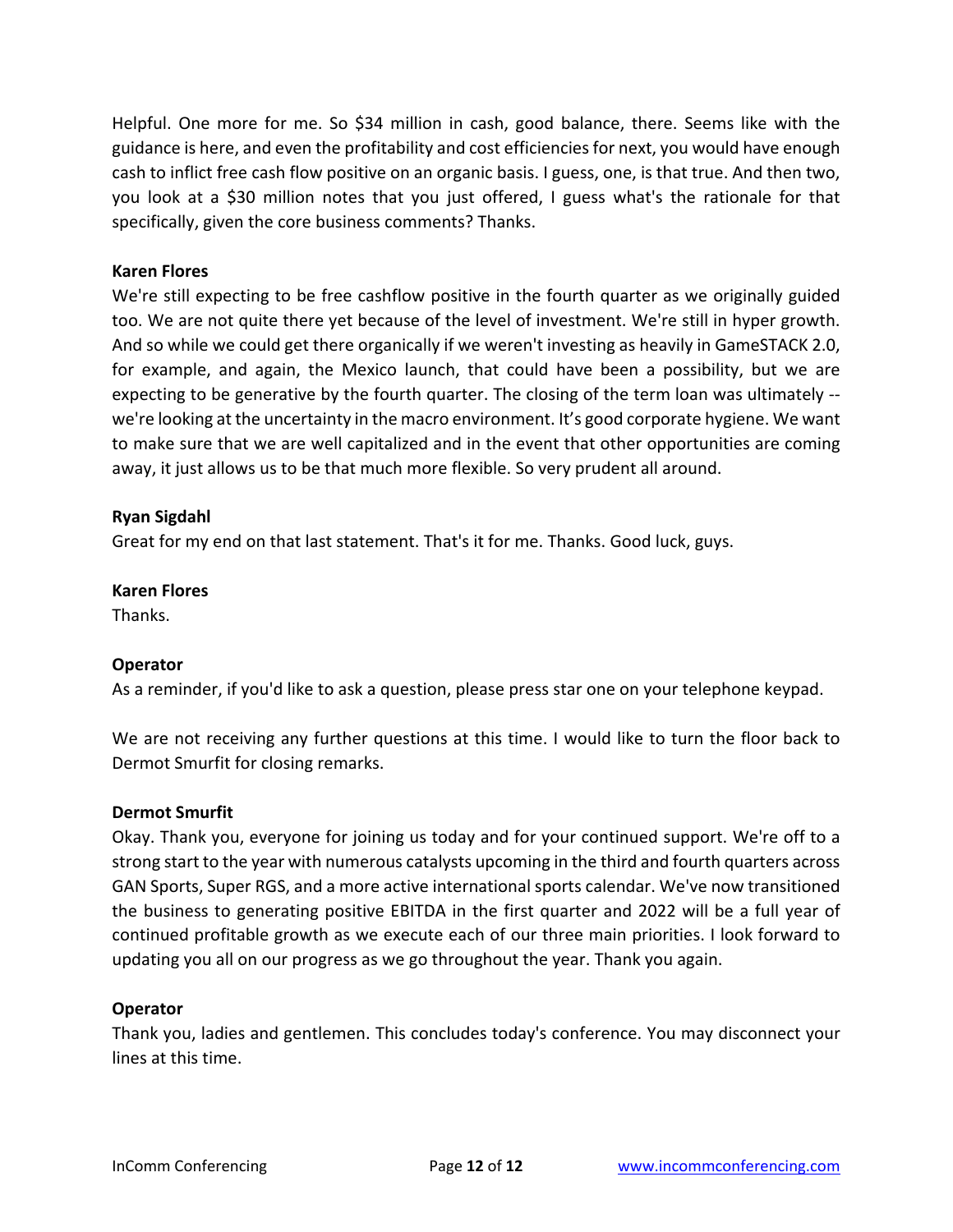Helpful. One more for me. So $34 million in cash, good balance, there. Seems like with the guidance is here, and even the profitability and cost efficiencies for next, you would have enough cash to inflict free cash flow positive on an organic basis. I guess, one, is that true. And then two, you look at a $30 million notes that you just offered, I guess what's the rationale for that specifically, given the core business comments? Thanks.

**Karen Flores**

We're still expecting to be free cashflow positive in the fourth quarter as we originally guided too. We are not quite there yet because of the level of investment. We're still in hyper growth. And so while we could get there organically if we weren't investing as heavily in GameSTACK 2.0, for example, and again, the Mexico launch, that could have been a possibility, but we are expecting to be generative by the fourth quarter. The closing of the term loan was ultimately -- we're looking at the uncertainty in the macro environment. It's good corporate hygiene. We want to make sure that we are well capitalized and in the event that other opportunities are coming away, it just allows us to be that much more flexible. So very prudent all around.

**Ryan Sigdahl**

Great for my end on that last statement. That's it for me. Thanks. Good luck, guys.

**Karen Flores**

Thanks.

**Operator**

As a reminder, if you'd like to ask a question, please press star one on your telephone keypad.

We are not receiving any further questions at this time. I would like to turn the floor back to Dermot Smurfit for closing remarks.

**Dermot Smurfit**

Okay. Thank you, everyone for joining us today and for your continued support. We're off to a strong start to the year with numerous catalysts upcoming in the third and fourth quarters across GAN Sports, Super RGS, and a more active international sports calendar. We've now transitioned the business to generating positive EBITDA in the first quarter and 2022 will be a full year of continued profitable growth as we execute each of our three main priorities. I look forward to updating you all on our progress as we go throughout the year. Thank you again.

**Operator**

Thank you, ladies and gentlemen. This concludes today's conference. You may disconnect your lines at this time.